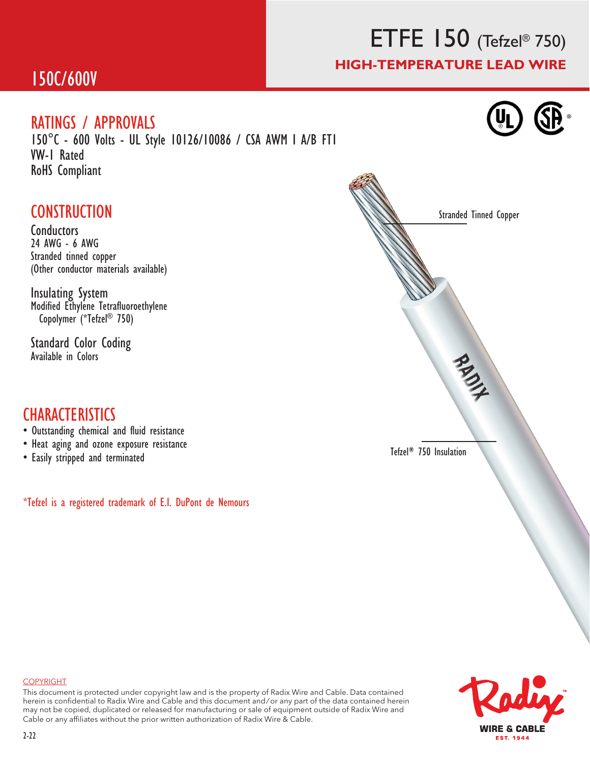# ETFE 150 (Tefzel® 750)

## HIGH-TEMPERATURE LEAD WIRE

150C/600V

## RATINGS / APPROVALS

150°C - 600 Volts - UL Style 10126/10086 / CSA AWM I A/B FT1
VW-1 Rated
RoHS Compliant

## CONSTRUCTION

### Conductors

24 AWG - 6 AWG
Stranded tinned copper
(Other conductor materials available)

### Insulating System

Modified Ethylene Tetrafluoroethylene Copolymer (*Tefzel® 750)

### Standard Color Coding

Available in Colors

Stranded Tinned Copper

Tefzel® 750 Insulation

## CHARACTERISTICS

- Outstanding chemical and fluid resistance
- Heat aging and ozone exposure resistance
- Easily stripped and terminated

*Tefzel is a registered trademark of E.I. DuPont de Nemours

COPYRIGHT

This document is protected under copyright law and is the property of Radix Wire and Cable. Data contained herein is confidential to Radix Wire and Cable and this document and/or any part of the data contained herein may not be copied, duplicated or released for manufacturing or sale of equipment outside of Radix Wire and Cable or any affiliates without the prior written authorization of Radix Wire & Cable.

2-22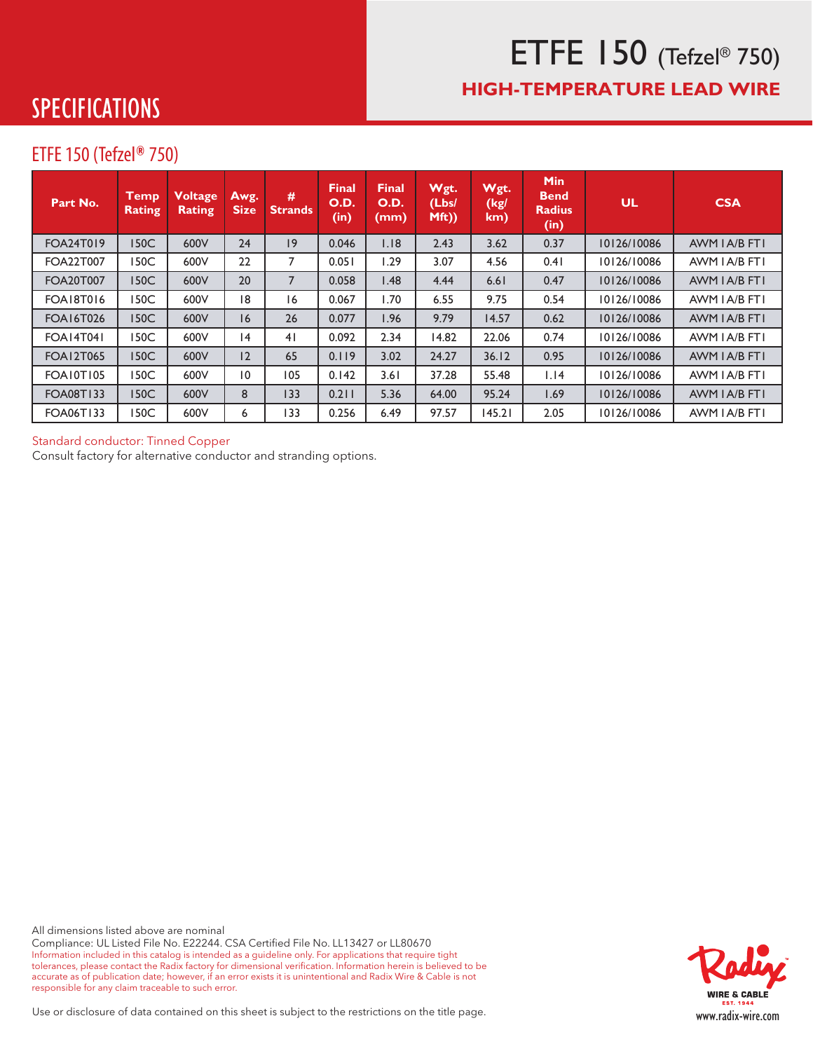# SPECIFICATIONS

# ETFE 150 (Tefzel® 750)

## HIGH-TEMPERATURE LEAD WIRE

## ETFE 150 (Tefzel® 750)

| Part No. | Temp Rating | Voltage Rating | Awg. Size | # Strands | Final O.D. (in) | Final O.D. (mm) | Wgt. (Lbs/ Mft)) | Wgt. (kg/ km) | Min Bend Radius (in) | UL | CSA |
|---|---|---|---|---|---|---|---|---|---|---|---|
| FOA24T019 | 150C | 600V | 24 | 19 | 0.046 | 1.18 | 2.43 | 3.62 | 0.37 | 10126/10086 | AWM I A/B FT1 |
| FOA22T007 | 150C | 600V | 22 | 7 | 0.051 | 1.29 | 3.07 | 4.56 | 0.41 | 10126/10086 | AWM I A/B FT1 |
| FOA20T007 | 150C | 600V | 20 | 7 | 0.058 | 1.48 | 4.44 | 6.61 | 0.47 | 10126/10086 | AWM I A/B FT1 |
| FOA18T016 | 150C | 600V | 18 | 16 | 0.067 | 1.70 | 6.55 | 9.75 | 0.54 | 10126/10086 | AWM I A/B FT1 |
| FOA16T026 | 150C | 600V | 16 | 26 | 0.077 | 1.96 | 9.79 | 14.57 | 0.62 | 10126/10086 | AWM I A/B FT1 |
| FOA14T041 | 150C | 600V | 14 | 41 | 0.092 | 2.34 | 14.82 | 22.06 | 0.74 | 10126/10086 | AWM I A/B FT1 |
| FOA12T065 | 150C | 600V | 12 | 65 | 0.119 | 3.02 | 24.27 | 36.12 | 0.95 | 10126/10086 | AWM I A/B FT1 |
| FOA10T105 | 150C | 600V | 10 | 105 | 0.142 | 3.61 | 37.28 | 55.48 | 1.14 | 10126/10086 | AWM I A/B FT1 |
| FOA08T133 | 150C | 600V | 8 | 133 | 0.211 | 5.36 | 64.00 | 95.24 | 1.69 | 10126/10086 | AWM I A/B FT1 |
| FOA06T133 | 150C | 600V | 6 | 133 | 0.256 | 6.49 | 97.57 | 145.21 | 2.05 | 10126/10086 | AWM I A/B FT1 |

Standard conductor: Tinned Copper

Consult factory for alternative conductor and stranding options.

All dimensions listed above are nominal

Compliance: UL Listed File No. E22244. CSA Certified File No. LL13427 or LL80670

Information included in this catalog is intended as a guideline only. For applications that require tight tolerances, please contact the Radix factory for dimensional verification. Information herein is believed to be accurate as of publication date; however, if an error exists it is unintentional and Radix Wire & Cable is not responsible for any claim traceable to such error.

Use or disclosure of data contained on this sheet is subject to the restrictions on the title page.

Radix WIRE & CABLE EST. 1944

www.radix-wire.com